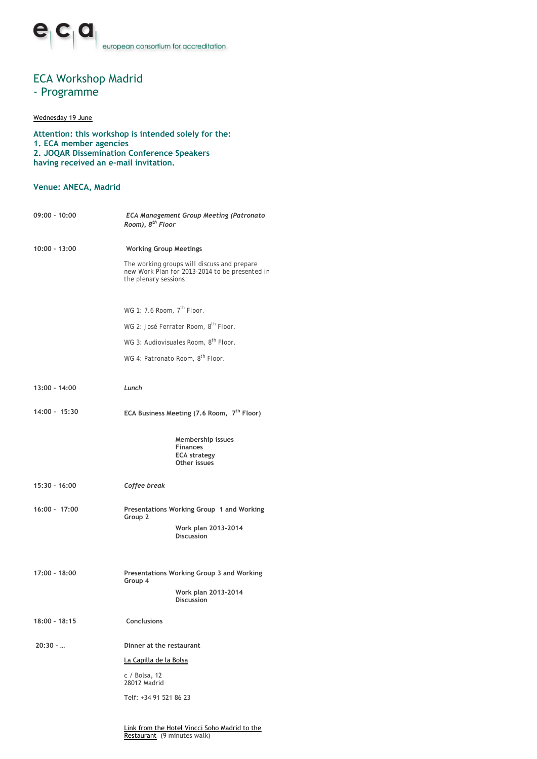european consortium for accreditation

# ECA Workshop Madrid
# - Programme

Wednesday 19 June

**Attention: this workshop is intended solely for the:**
**1. ECA member agencies**
**2. JOQAR Dissemination Conference Speakers**
**having received an e-mail invitation.**

**Venue: ANECA, Madrid**

**09:00 - 10:00** — ***ECA Management Group Meeting (Patronato Room), 8th Floor***

**10:00 - 13:00** — **Working Group Meetings**

The working groups will discuss and prepare new Work Plan for 2013-2014 to be presented in the plenary sessions

WG 1: 7.6 Room, 7th Floor.

WG 2: José Ferrater Room, 8th Floor.

WG 3: Audiovisuales Room, 8th Floor.

WG 4: Patronato Room, 8th Floor.

**13:00 - 14:00** — ***Lunch***

**14:00 - 15:30** — **ECA Business Meeting (7.6 Room, 7th Floor)**

**Membership issues**
**Finances**
**ECA strategy**
**Other issues**

**15:30 - 16:00** — ***Coffee break***

**16:00 - 17:00** — **Presentations Working Group 1 and Working Group 2**

**Work plan 2013-2014**
**Discussion**

**17:00 - 18:00** — **Presentations Working Group 3 and Working Group 4**

**Work plan 2013-2014**
**Discussion**

**18:00 - 18:15** — **Conclusions**

**20:30 - …** — **Dinner at the restaurant**

La Capilla de la Bolsa

c / Bolsa, 12
28012 Madrid

Telf: +34 91 521 86 23

Link from the Hotel Vincci Soho Madrid to the Restaurant (9 minutes walk)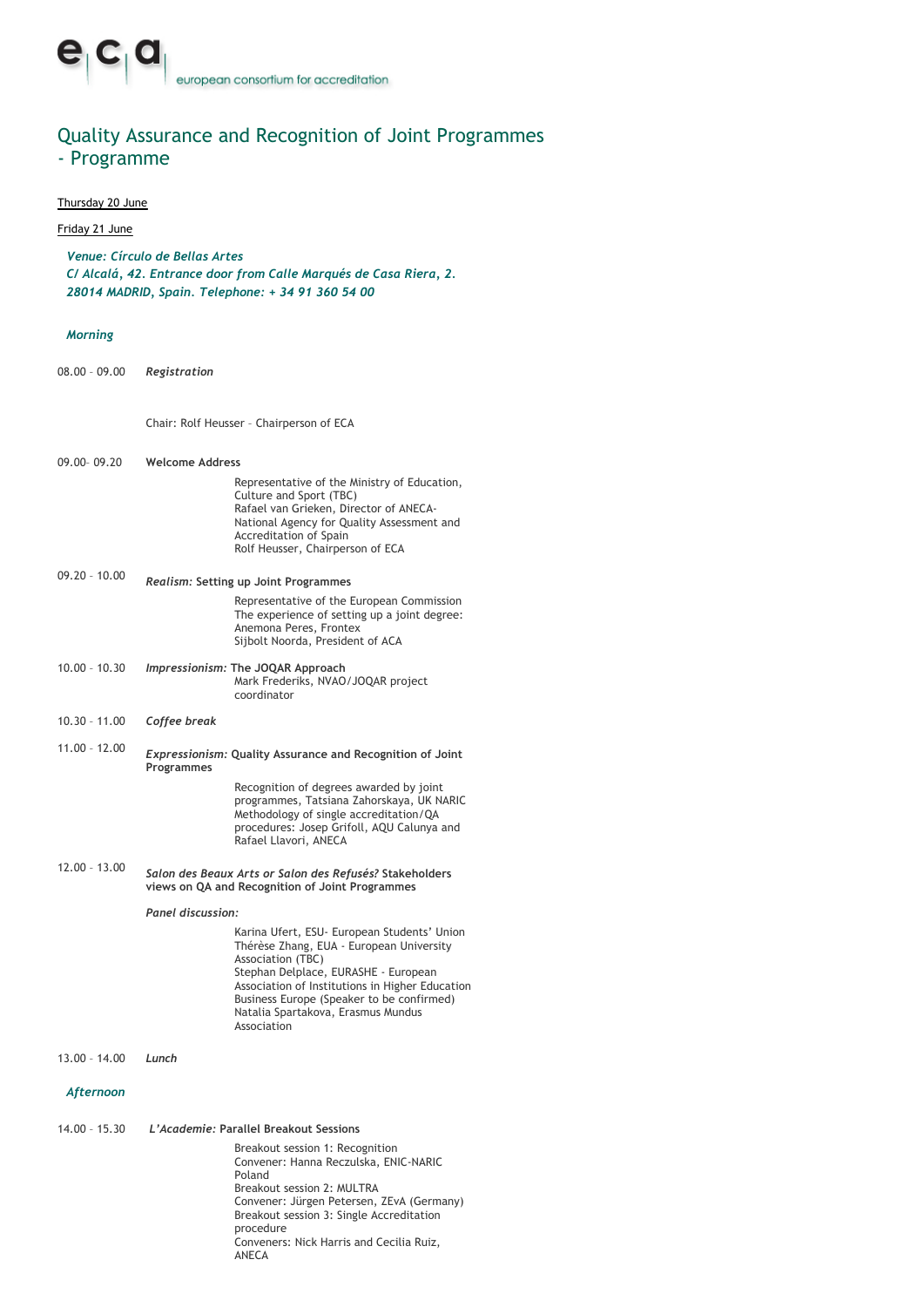e|c|a european consortium for accreditation

# Quality Assurance and Recognition of Joint Programmes - Programme

Thursday 20 June

Friday 21 June

***Venue: Círculo de Bellas Artes***
***C/ Alcalá, 42. Entrance door from Calle Marqués de Casa Riera, 2.***
***28014 MADRID, Spain. Telephone: + 34 91 360 54 00***

### *Morning*

08.00 – 09.00 ***Registration***

Chair: Rolf Heusser – Chairperson of ECA

09.00– 09.20 **Welcome Address**

Representative of the Ministry of Education, Culture and Sport (TBC)
Rafael van Grieken, Director of ANECA- National Agency for Quality Assessment and Accreditation of Spain
Rolf Heusser, Chairperson of ECA

09.20 – 10.00 ***Realism:* Setting up Joint Programmes**

Representative of the European Commission
The experience of setting up a joint degree: Anemona Peres, Frontex
Sijbolt Noorda, President of ACA

10.00 – 10.30 ***Impressionism:* The JOQAR Approach**
Mark Frederiks, NVAO/JOQAR project coordinator

10.30 – 11.00 ***Coffee break***

11.00 – 12.00 ***Expressionism:* Quality Assurance and Recognition of Joint Programmes**

Recognition of degrees awarded by joint programmes, Tatsiana Zahorskaya, UK NARIC
Methodology of single accreditation/QA procedures: Josep Grifoll, AQU Calunya and Rafael Llavori, ANECA

12.00 – 13.00 ***Salon des Beaux Arts or Salon des Refusés?* Stakeholders views on QA and Recognition of Joint Programmes**

***Panel discussion:***

Karina Ufert, ESU- European Students' Union
Thérèse Zhang, EUA - European University Association (TBC)
Stephan Delplace, EURASHE - European Association of Institutions in Higher Education
Business Europe (Speaker to be confirmed)
Natalia Spartakova, Erasmus Mundus Association

13.00 – 14.00 ***Lunch***

### *Afternoon*

14.00 – 15.30 ***L'Academie:* Parallel Breakout Sessions**

Breakout session 1: Recognition
Convener: Hanna Reczulska, ENIC-NARIC Poland
Breakout session 2: MULTRA
Convener: Jürgen Petersen, ZEvA (Germany)
Breakout session 3: Single Accreditation procedure
Conveners: Nick Harris and Cecilia Ruiz, ANECA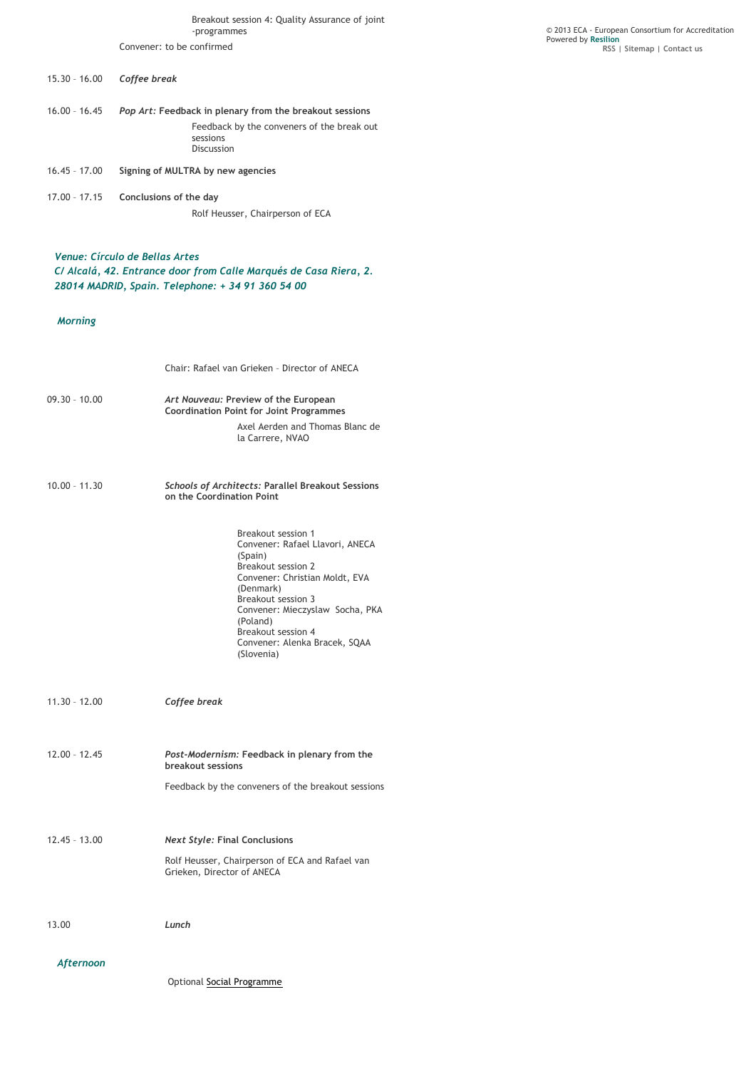Breakout session 4: Quality Assurance of joint -programmes

Convener: to be confirmed

15.30 – 16.00 *Coffee break*

16.00 – 16.45 ***Pop Art:* Feedback in plenary from the breakout sessions**

Feedback by the conveners of the break out sessions
Discussion

16.45 – 17.00 **Signing of MULTRA by new agencies**

17.00 – 17.15 **Conclusions of the day**

Rolf Heusser, Chairperson of ECA

***Venue: Círculo de Bellas Artes***
***C/ Alcalá, 42. Entrance door from Calle Marqués de Casa Riera, 2.***
***28014 MADRID, Spain. Telephone: + 34 91 360 54 00***

***Morning***

Chair: Rafael van Grieken – Director of ANECA

09.30 – 10.00 ***Art Nouveau:* Preview of the European Coordination Point for Joint Programmes**

Axel Aerden and Thomas Blanc de la Carrere, NVAO

10.00 – 11.30 ***Schools of Architects:* Parallel Breakout Sessions on the Coordination Point**

Breakout session 1
Convener: Rafael Llavori, ANECA (Spain)
Breakout session 2
Convener: Christian Moldt, EVA (Denmark)
Breakout session 3
Convener: Mieczyslaw Socha, PKA (Poland)
Breakout session 4
Convener: Alenka Bracek, SQAA (Slovenia)

11.30 – 12.00 *Coffee break*

12.00 – 12.45 ***Post-Modernism:* Feedback in plenary from the breakout sessions**

Feedback by the conveners of the breakout sessions

12.45 – 13.00 ***Next Style:* Final Conclusions**

Rolf Heusser, Chairperson of ECA and Rafael van Grieken, Director of ANECA

13.00 ***Lunch***

***Afternoon***

Optional Social Programme

© 2013 ECA - European Consortium for Accreditation
Powered by **Resilion**
RSS | Sitemap | Contact us